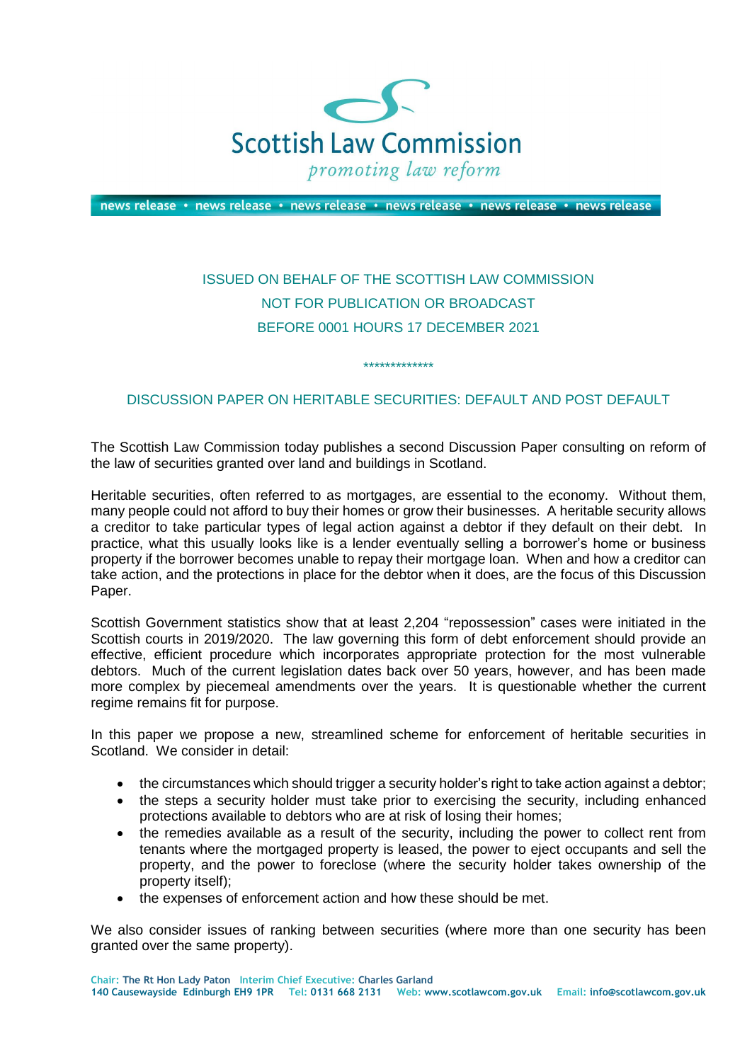Scottish Law Commission

*promoting law reform*

news release • news release • news release • news release • news release • news release

ISSUED ON BEHALF OF THE SCOTTISH LAW COMMISSION

NOT FOR PUBLICATION OR BROADCAST

BEFORE 0001 HOURS 17 DECEMBER 2021

*************

## DISCUSSION PAPER ON HERITABLE SECURITIES: DEFAULT AND POST DEFAULT

The Scottish Law Commission today publishes a second Discussion Paper consulting on reform of the law of securities granted over land and buildings in Scotland.

Heritable securities, often referred to as mortgages, are essential to the economy. Without them, many people could not afford to buy their homes or grow their businesses. A heritable security allows a creditor to take particular types of legal action against a debtor if they default on their debt. In practice, what this usually looks like is a lender eventually selling a borrower's home or business property if the borrower becomes unable to repay their mortgage loan. When and how a creditor can take action, and the protections in place for the debtor when it does, are the focus of this Discussion Paper.

Scottish Government statistics show that at least 2,204 "repossession" cases were initiated in the Scottish courts in 2019/2020. The law governing this form of debt enforcement should provide an effective, efficient procedure which incorporates appropriate protection for the most vulnerable debtors. Much of the current legislation dates back over 50 years, however, and has been made more complex by piecemeal amendments over the years. It is questionable whether the current regime remains fit for purpose.

In this paper we propose a new, streamlined scheme for enforcement of heritable securities in Scotland. We consider in detail:

- the circumstances which should trigger a security holder's right to take action against a debtor;
- the steps a security holder must take prior to exercising the security, including enhanced protections available to debtors who are at risk of losing their homes;
- the remedies available as a result of the security, including the power to collect rent from tenants where the mortgaged property is leased, the power to eject occupants and sell the property, and the power to foreclose (where the security holder takes ownership of the property itself);
- the expenses of enforcement action and how these should be met.

We also consider issues of ranking between securities (where more than one security has been granted over the same property).

**Chair:** The Rt Hon Lady Paton **Interim Chief Executive:** Charles Garland
140 Causewayside Edinburgh EH9 1PR **Tel:** 0131 668 2131 **Web:** www.scotlawcom.gov.uk **Email:** info@scotlawcom.gov.uk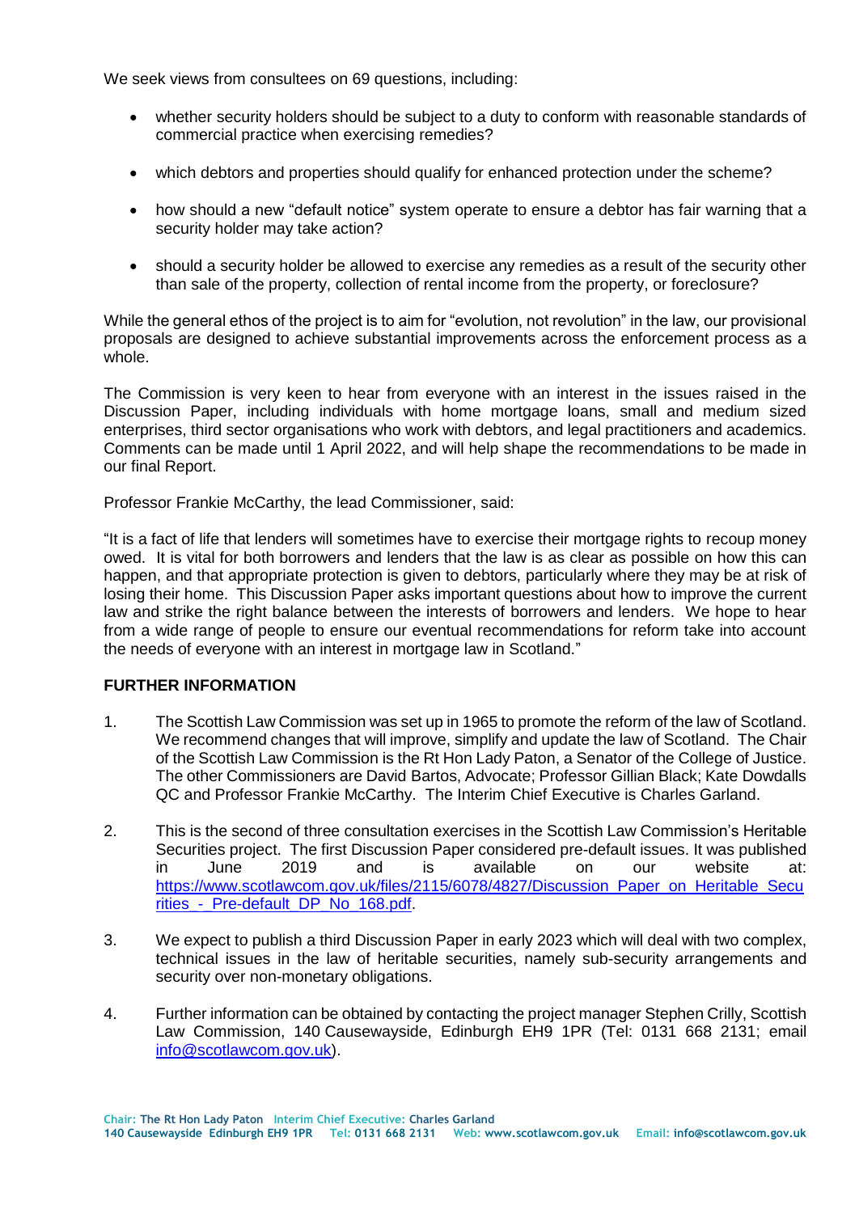We seek views from consultees on 69 questions, including:

- whether security holders should be subject to a duty to conform with reasonable standards of commercial practice when exercising remedies?
- which debtors and properties should qualify for enhanced protection under the scheme?
- how should a new "default notice" system operate to ensure a debtor has fair warning that a security holder may take action?
- should a security holder be allowed to exercise any remedies as a result of the security other than sale of the property, collection of rental income from the property, or foreclosure?

While the general ethos of the project is to aim for "evolution, not revolution" in the law, our provisional proposals are designed to achieve substantial improvements across the enforcement process as a whole.

The Commission is very keen to hear from everyone with an interest in the issues raised in the Discussion Paper, including individuals with home mortgage loans, small and medium sized enterprises, third sector organisations who work with debtors, and legal practitioners and academics. Comments can be made until 1 April 2022, and will help shape the recommendations to be made in our final Report.

Professor Frankie McCarthy, the lead Commissioner, said:

"It is a fact of life that lenders will sometimes have to exercise their mortgage rights to recoup money owed. It is vital for both borrowers and lenders that the law is as clear as possible on how this can happen, and that appropriate protection is given to debtors, particularly where they may be at risk of losing their home. This Discussion Paper asks important questions about how to improve the current law and strike the right balance between the interests of borrowers and lenders. We hope to hear from a wide range of people to ensure our eventual recommendations for reform take into account the needs of everyone with an interest in mortgage law in Scotland."

**FURTHER INFORMATION**

1. The Scottish Law Commission was set up in 1965 to promote the reform of the law of Scotland. We recommend changes that will improve, simplify and update the law of Scotland. The Chair of the Scottish Law Commission is the Rt Hon Lady Paton, a Senator of the College of Justice. The other Commissioners are David Bartos, Advocate; Professor Gillian Black; Kate Dowdalls QC and Professor Frankie McCarthy. The Interim Chief Executive is Charles Garland.

2. This is the second of three consultation exercises in the Scottish Law Commission's Heritable Securities project. The first Discussion Paper considered pre-default issues. It was published in June 2019 and is available on our website at: https://www.scotlawcom.gov.uk/files/2115/6078/4827/Discussion_Paper_on_Heritable_Securities_-_Pre-default_DP_No_168.pdf.

3. We expect to publish a third Discussion Paper in early 2023 which will deal with two complex, technical issues in the law of heritable securities, namely sub-security arrangements and security over non-monetary obligations.

4. Further information can be obtained by contacting the project manager Stephen Crilly, Scottish Law Commission, 140 Causewayside, Edinburgh EH9 1PR (Tel: 0131 668 2131; email info@scotlawcom.gov.uk).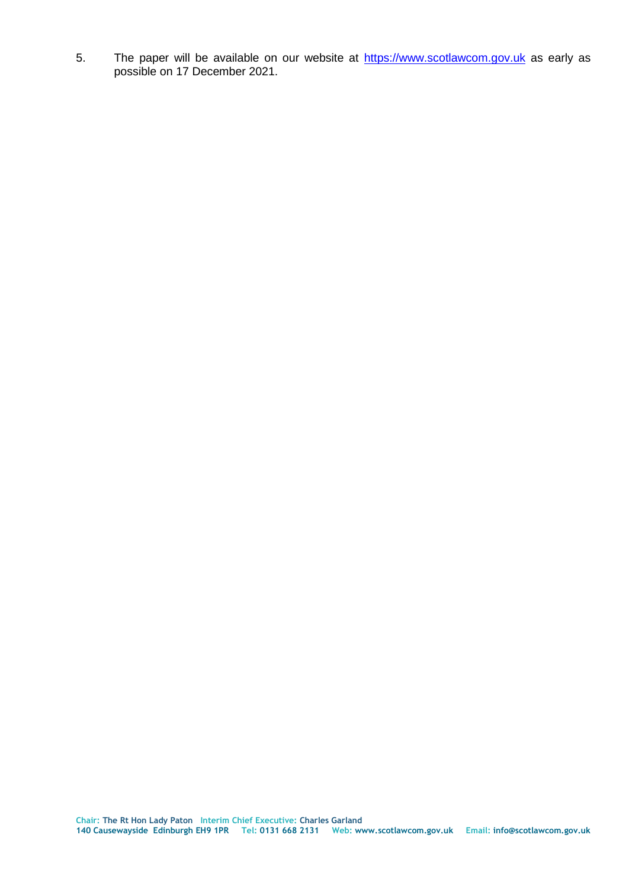5. The paper will be available on our website at [https://www.scotlawcom.gov.uk](https://www.scotlawcom.gov.uk) as early as possible on 17 December 2021.

**Chair:** The Rt Hon Lady Paton **Interim Chief Executive:** Charles Garland
**140 Causewayside Edinburgh EH9 1PR** **Tel:** 0131 668 2131 **Web:** www.scotlawcom.gov.uk **Email:** info@scotlawcom.gov.uk